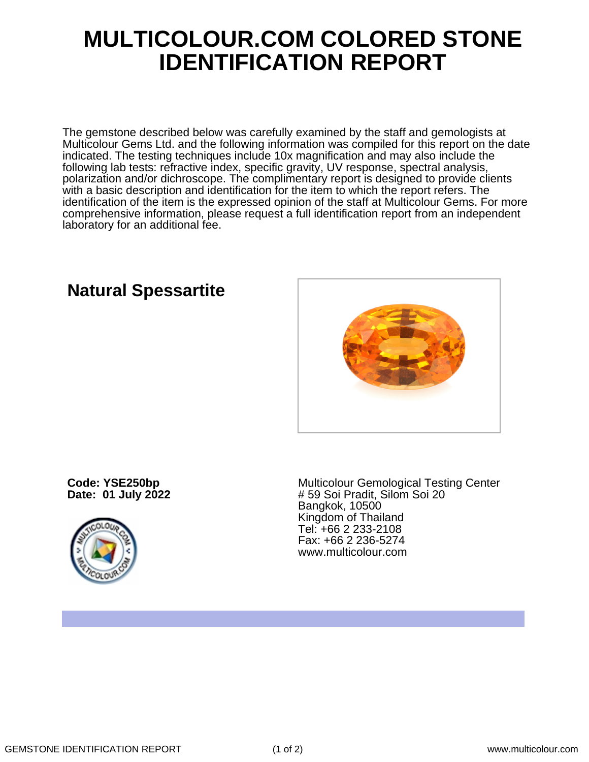# MULTICOLOUR.COM COLORED STONE IDENTIFICATION REPORT

The gemstone described below was carefully examined by the staff and gemologists at Multicolour Gems Ltd. and the following information was compiled for this report on the date indicated. The testing techniques include 10x magnification and may also include the following lab tests: refractive index, specific gravity, UV response, spectral analysis, polarization and/or dichroscope. The complimentary report is designed to provide clients with a basic description and identification for the item to which the report refers. The identification of the item is the expressed opinion of the staff at Multicolour Gems. For more comprehensive information, please request a full identification report from an independent laboratory for an additional fee.

## Natural Spessartite

**Code: YSE250bp**
**Date: 01 July 2022**

Multicolour Gemological Testing Center
# 59 Soi Pradit, Silom Soi 20
Bangkok, 10500
Kingdom of Thailand
Tel: +66 2 233-2108
Fax: +66 2 236-5274
www.multicolour.com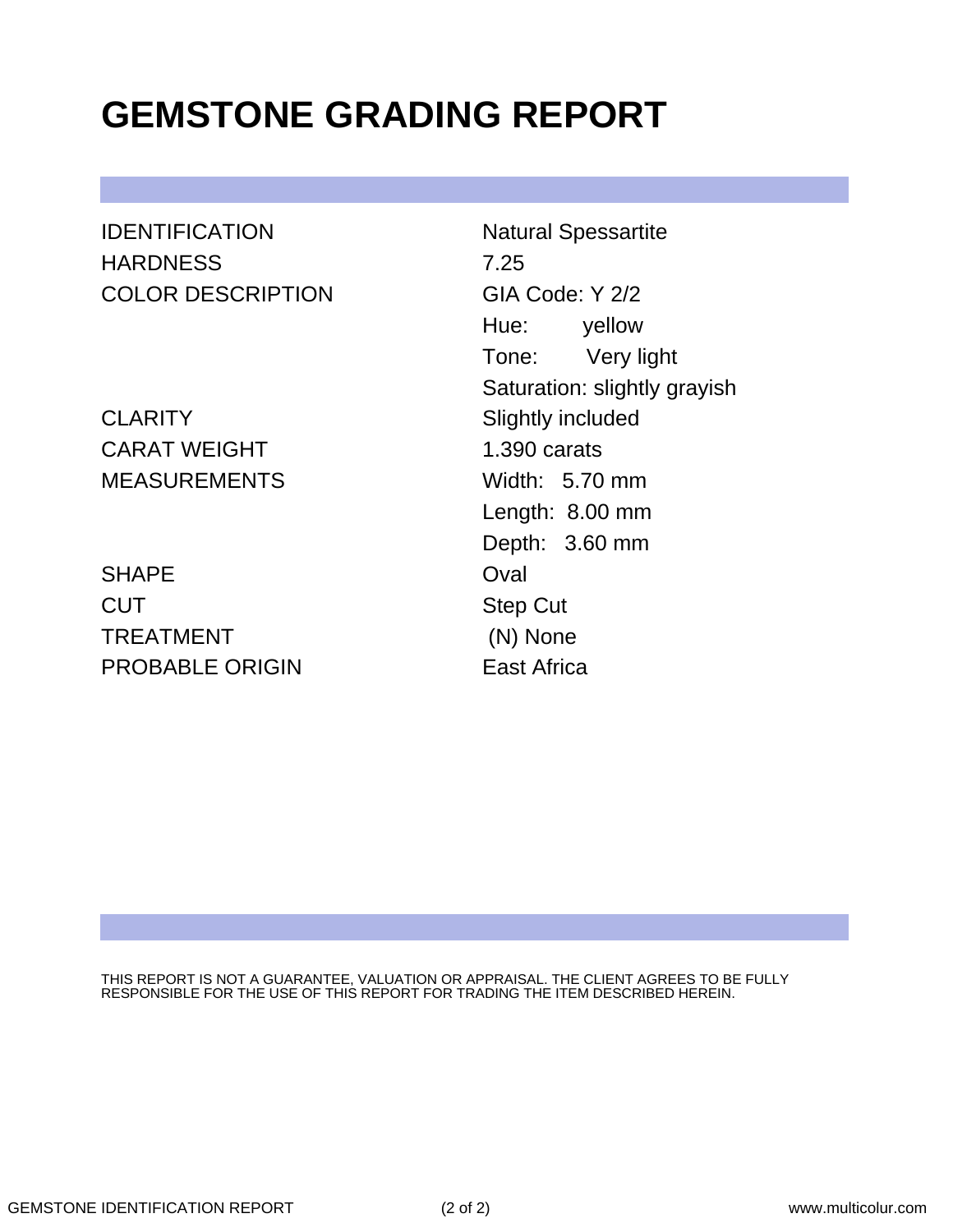# GEMSTONE GRADING REPORT

| | |
|---|---|
| IDENTIFICATION | Natural Spessartite |
| HARDNESS | 7.25 |
| COLOR DESCRIPTION | GIA Code: Y 2/2 |
| | Hue: yellow |
| | Tone: Very light |
| | Saturation: slightly grayish |
| CLARITY | Slightly included |
| CARAT WEIGHT | 1.390 carats |
| MEASUREMENTS | Width: 5.70 mm |
| | Length: 8.00 mm |
| | Depth: 3.60 mm |
| SHAPE | Oval |
| CUT | Step Cut |
| TREATMENT | (N) None |
| PROBABLE ORIGIN | East Africa |

THIS REPORT IS NOT A GUARANTEE, VALUATION OR APPRAISAL. THE CLIENT AGREES TO BE FULLY RESPONSIBLE FOR THE USE OF THIS REPORT FOR TRADING THE ITEM DESCRIBED HEREIN.